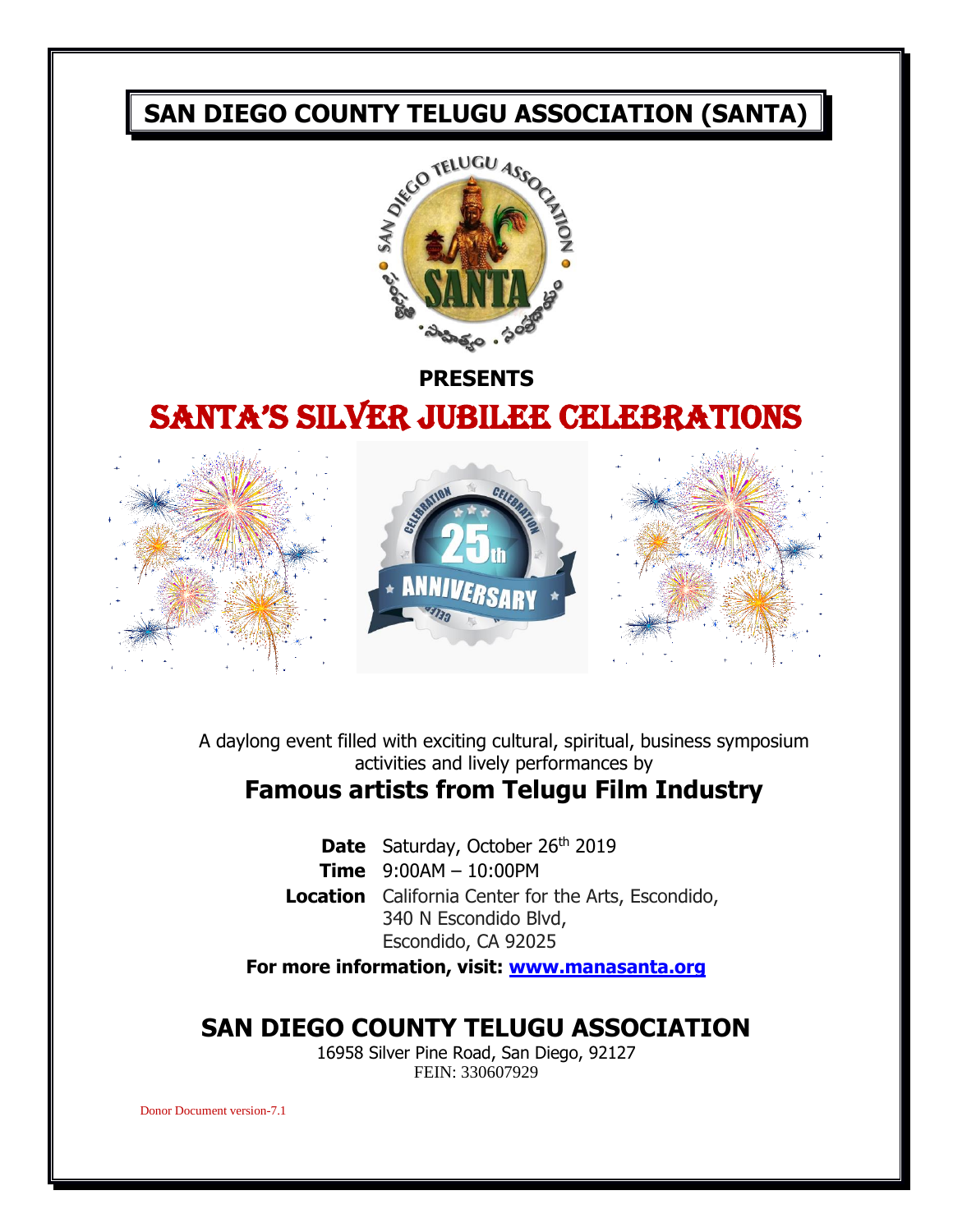# SAN DIEGO COUNTY TELUGU ASSOCIATION (SANTA)

**PRESENTS**

# SANTA'S SILVER JUBILEE CELEBRATIONS

A daylong event filled with exciting cultural, spiritual, business symposium activities and lively performances by

## Famous artists from Telugu Film Industry

**Date** Saturday, October 26th 2019
**Time** 9:00AM – 10:00PM
**Location** California Center for the Arts, Escondido,
340 N Escondido Blvd,
Escondido, CA 92025

**For more information, visit: www.manasanta.org**

## SAN DIEGO COUNTY TELUGU ASSOCIATION

16958 Silver Pine Road, San Diego, 92127
FEIN: 330607929

Donor Document version-7.1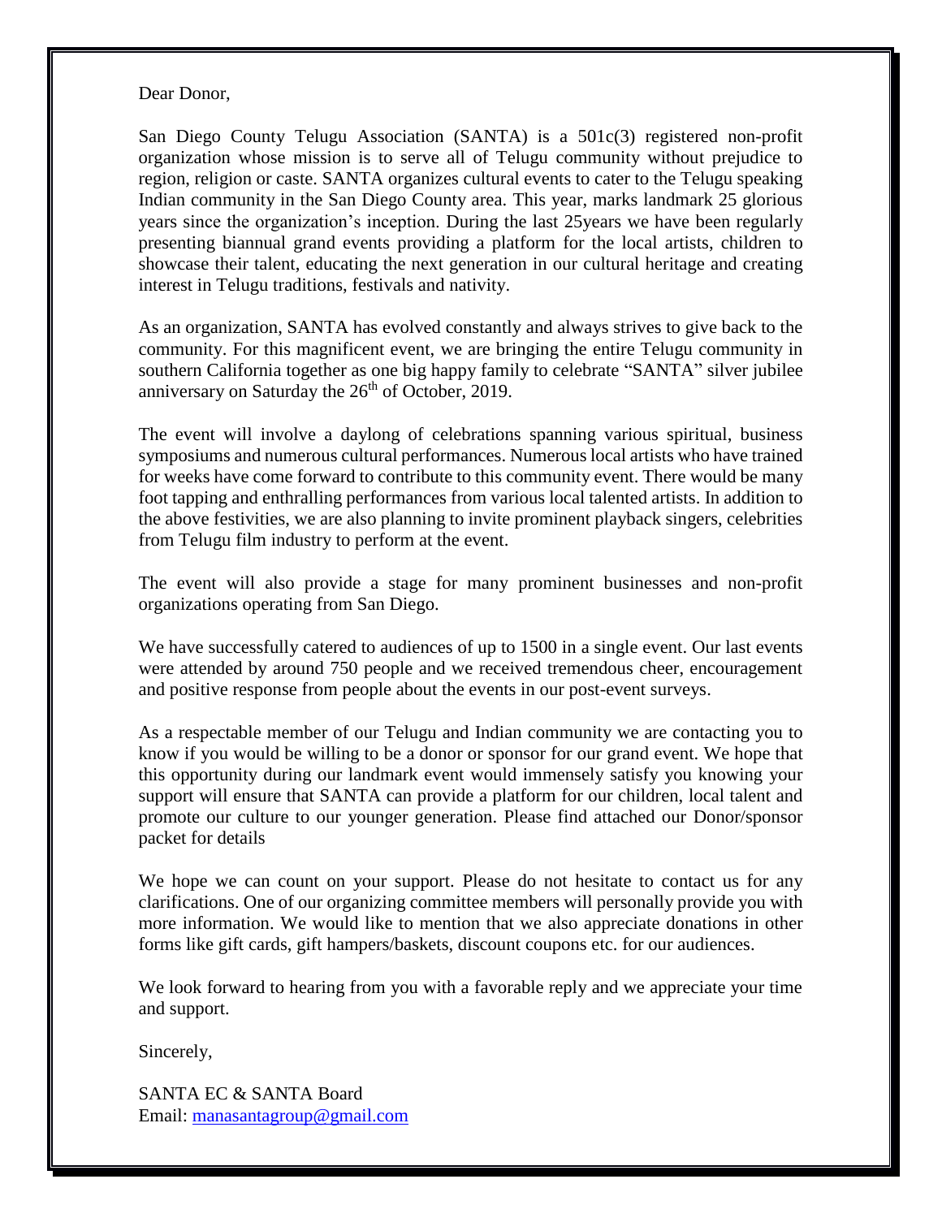Dear Donor,

San Diego County Telugu Association (SANTA) is a 501c(3) registered non-profit organization whose mission is to serve all of Telugu community without prejudice to region, religion or caste. SANTA organizes cultural events to cater to the Telugu speaking Indian community in the San Diego County area. This year, marks landmark 25 glorious years since the organization's inception. During the last 25years we have been regularly presenting biannual grand events providing a platform for the local artists, children to showcase their talent, educating the next generation in our cultural heritage and creating interest in Telugu traditions, festivals and nativity.

As an organization, SANTA has evolved constantly and always strives to give back to the community. For this magnificent event, we are bringing the entire Telugu community in southern California together as one big happy family to celebrate "SANTA" silver jubilee anniversary on Saturday the 26th of October, 2019.

The event will involve a daylong of celebrations spanning various spiritual, business symposiums and numerous cultural performances. Numerous local artists who have trained for weeks have come forward to contribute to this community event. There would be many foot tapping and enthralling performances from various local talented artists. In addition to the above festivities, we are also planning to invite prominent playback singers, celebrities from Telugu film industry to perform at the event.

The event will also provide a stage for many prominent businesses and non-profit organizations operating from San Diego.

We have successfully catered to audiences of up to 1500 in a single event. Our last events were attended by around 750 people and we received tremendous cheer, encouragement and positive response from people about the events in our post-event surveys.

As a respectable member of our Telugu and Indian community we are contacting you to know if you would be willing to be a donor or sponsor for our grand event. We hope that this opportunity during our landmark event would immensely satisfy you knowing your support will ensure that SANTA can provide a platform for our children, local talent and promote our culture to our younger generation. Please find attached our Donor/sponsor packet for details

We hope we can count on your support. Please do not hesitate to contact us for any clarifications. One of our organizing committee members will personally provide you with more information. We would like to mention that we also appreciate donations in other forms like gift cards, gift hampers/baskets, discount coupons etc. for our audiences.

We look forward to hearing from you with a favorable reply and we appreciate your time and support.

Sincerely,

SANTA EC & SANTA Board
Email: manasantagroup@gmail.com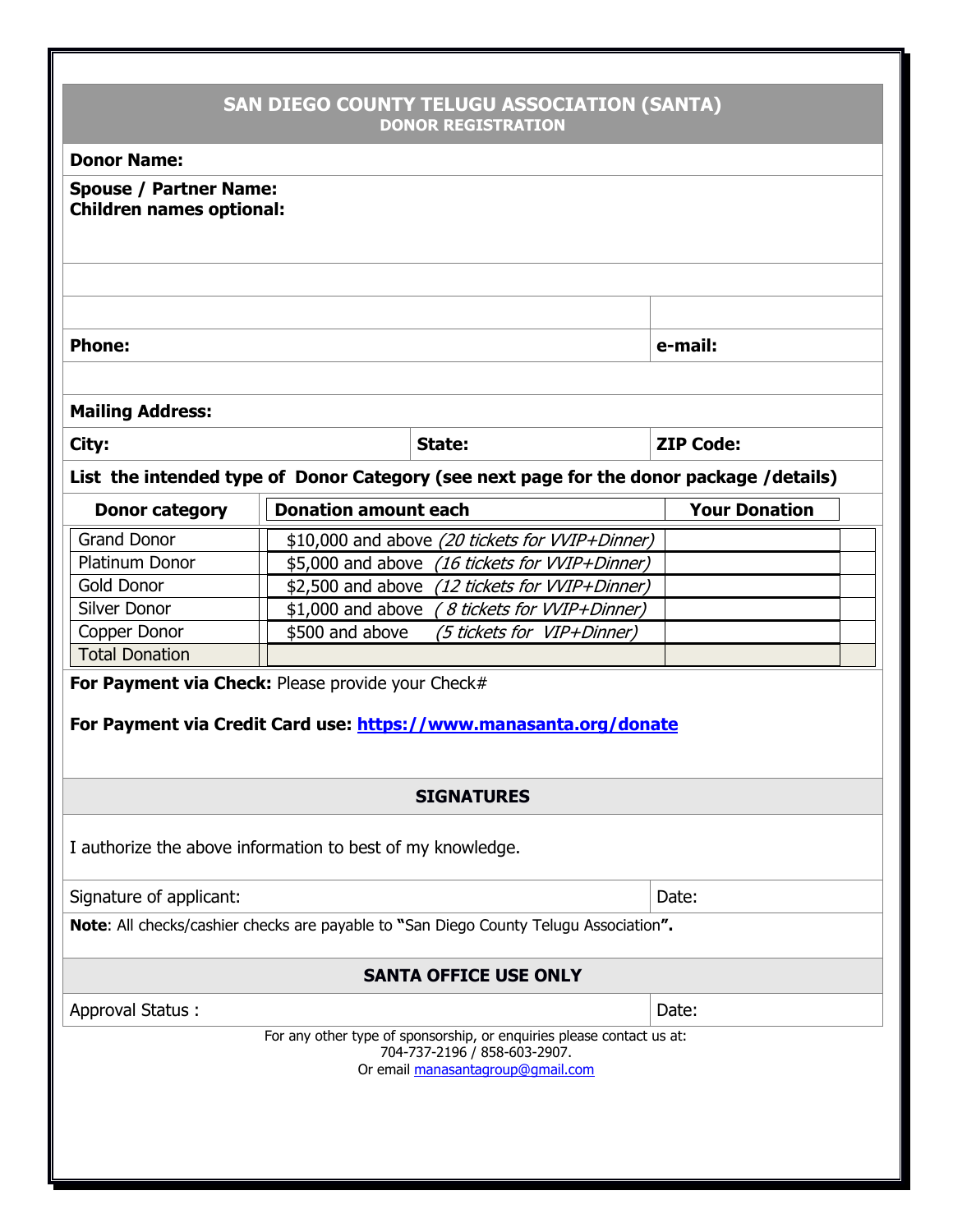# SAN DIEGO COUNTY TELUGU ASSOCIATION (SANTA)

## DONOR REGISTRATION

**Donor Name:**

**Spouse / Partner Name:**
**Children names optional:**

**Phone:** **e-mail:**

**Mailing Address:**

**City:** **State:** **ZIP Code:**

**List the intended type of Donor Category (see next page for the donor package /details)**

| Donor category | Donation amount each | Your Donation |
|---|---|---|
| Grand Donor | $10,000 and above *(20 tickets for VVIP+Dinner)* | |
| Platinum Donor | $5,000 and above *(16 tickets for VVIP+Dinner)* | |
| Gold Donor | $2,500 and above *(12 tickets for VVIP+Dinner)* | |
| Silver Donor | $1,000 and above *( 8 tickets for VVIP+Dinner)* | |
| Copper Donor | $500 and above *(5 tickets for VIP+Dinner)* | |
| Total Donation | | |

**For Payment via Check:** Please provide your Check#

**For Payment via Credit Card use:** [https://www.manasanta.org/donate](https://www.manasanta.org/donate)

### SIGNATURES

I authorize the above information to best of my knowledge.

Signature of applicant: Date:

**Note**: All checks/cashier checks are payable to **"**San Diego County Telugu Association**".**

### SANTA OFFICE USE ONLY

Approval Status : Date:

For any other type of sponsorship, or enquiries please contact us at:
704-737-2196 / 858-603-2907.
Or email manasantagroup@gmail.com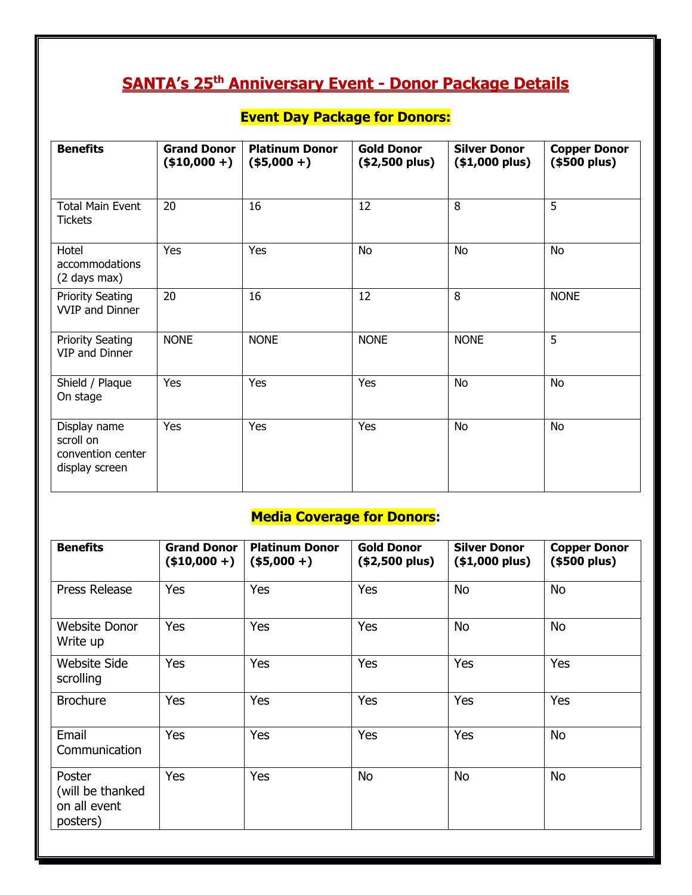# SANTA's 25th Anniversary Event - Donor Package Details

## Event Day Package for Donors:

| Benefits | Grand Donor ($10,000 +) | Platinum Donor ($5,000 +) | Gold Donor ($2,500 plus) | Silver Donor ($1,000 plus) | Copper Donor ($500 plus) |
|---|---|---|---|---|---|
| Total Main Event Tickets | 20 | 16 | 12 | 8 | 5 |
| Hotel accommodations (2 days max) | Yes | Yes | No | No | No |
| Priority Seating VVIP and Dinner | 20 | 16 | 12 | 8 | NONE |
| Priority Seating VIP and Dinner | NONE | NONE | NONE | NONE | 5 |
| Shield / Plaque On stage | Yes | Yes | Yes | No | No |
| Display name scroll on convention center display screen | Yes | Yes | Yes | No | No |

## Media Coverage for Donors:

| Benefits | Grand Donor ($10,000 +) | Platinum Donor ($5,000 +) | Gold Donor ($2,500 plus) | Silver Donor ($1,000 plus) | Copper Donor ($500 plus) |
|---|---|---|---|---|---|
| Press Release | Yes | Yes | Yes | No | No |
| Website Donor Write up | Yes | Yes | Yes | No | No |
| Website Side scrolling | Yes | Yes | Yes | Yes | Yes |
| Brochure | Yes | Yes | Yes | Yes | Yes |
| Email Communication | Yes | Yes | Yes | Yes | No |
| Poster (will be thanked on all event posters) | Yes | Yes | No | No | No |